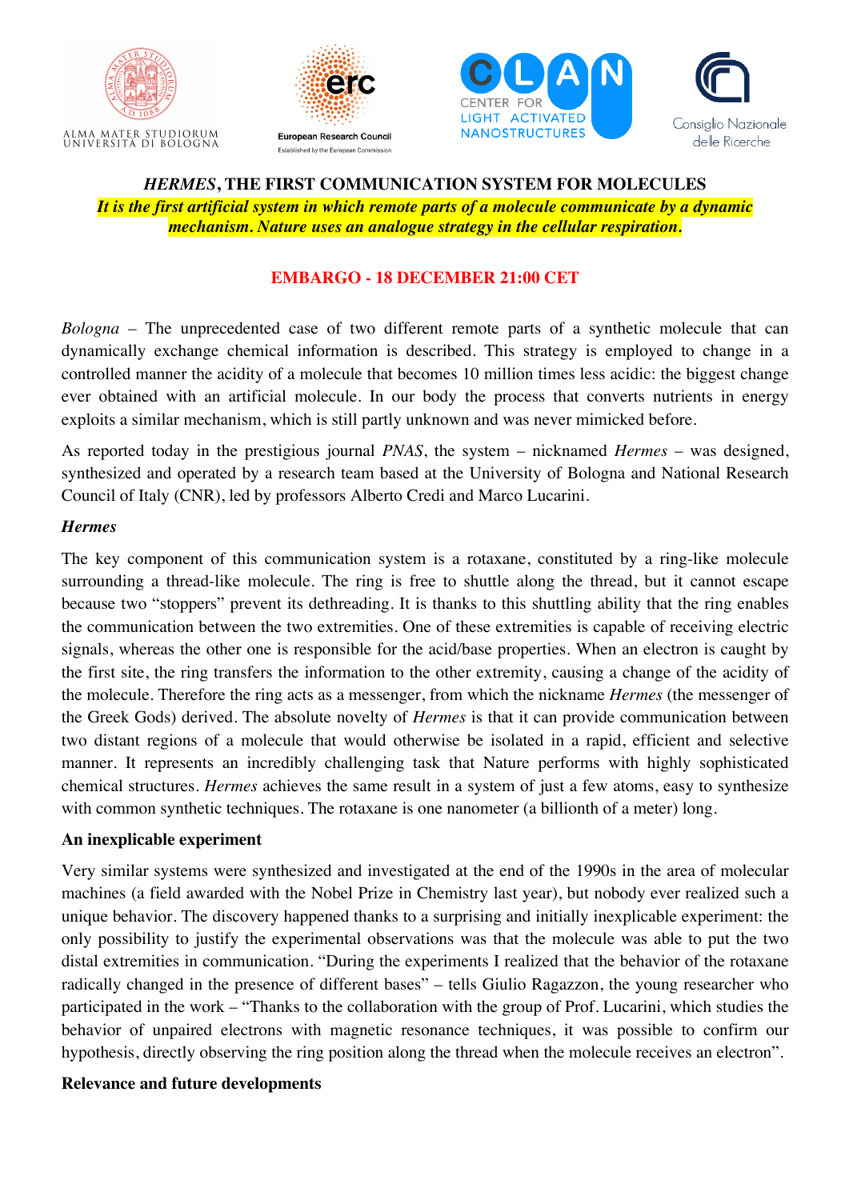ALMA MATER STUDIORUM UNIVERSITÀ DI BOLOGNA

European Research Council
Established by the European Commission

CLAN CENTER FOR LIGHT ACTIVATED NANOSTRUCTURES

Consiglio Nazionale delle Ricerche

# *HERMES*, THE FIRST COMMUNICATION SYSTEM FOR MOLECULES

***It is the first artificial system in which remote parts of a molecule communicate by a dynamic mechanism. Nature uses an analogue strategy in the cellular respiration.***

**EMBARGO - 18 DECEMBER 21:00 CET**

*Bologna* – The unprecedented case of two different remote parts of a synthetic molecule that can dynamically exchange chemical information is described. This strategy is employed to change in a controlled manner the acidity of a molecule that becomes 10 million times less acidic: the biggest change ever obtained with an artificial molecule. In our body the process that converts nutrients in energy exploits a similar mechanism, which is still partly unknown and was never mimicked before.

As reported today in the prestigious journal *PNAS*, the system – nicknamed *Hermes* – was designed, synthesized and operated by a research team based at the University of Bologna and National Research Council of Italy (CNR), led by professors Alberto Credi and Marco Lucarini.

### *Hermes*

The key component of this communication system is a rotaxane, constituted by a ring-like molecule surrounding a thread-like molecule. The ring is free to shuttle along the thread, but it cannot escape because two "stoppers" prevent its dethreading. It is thanks to this shuttling ability that the ring enables the communication between the two extremities. One of these extremities is capable of receiving electric signals, whereas the other one is responsible for the acid/base properties. When an electron is caught by the first site, the ring transfers the information to the other extremity, causing a change of the acidity of the molecule. Therefore the ring acts as a messenger, from which the nickname *Hermes* (the messenger of the Greek Gods) derived. The absolute novelty of *Hermes* is that it can provide communication between two distant regions of a molecule that would otherwise be isolated in a rapid, efficient and selective manner. It represents an incredibly challenging task that Nature performs with highly sophisticated chemical structures. *Hermes* achieves the same result in a system of just a few atoms, easy to synthesize with common synthetic techniques. The rotaxane is one nanometer (a billionth of a meter) long.

### An inexplicable experiment

Very similar systems were synthesized and investigated at the end of the 1990s in the area of molecular machines (a field awarded with the Nobel Prize in Chemistry last year), but nobody ever realized such a unique behavior. The discovery happened thanks to a surprising and initially inexplicable experiment: the only possibility to justify the experimental observations was that the molecule was able to put the two distal extremities in communication. "During the experiments I realized that the behavior of the rotaxane radically changed in the presence of different bases" – tells Giulio Ragazzon, the young researcher who participated in the work – "Thanks to the collaboration with the group of Prof. Lucarini, which studies the behavior of unpaired electrons with magnetic resonance techniques, it was possible to confirm our hypothesis, directly observing the ring position along the thread when the molecule receives an electron".

### Relevance and future developments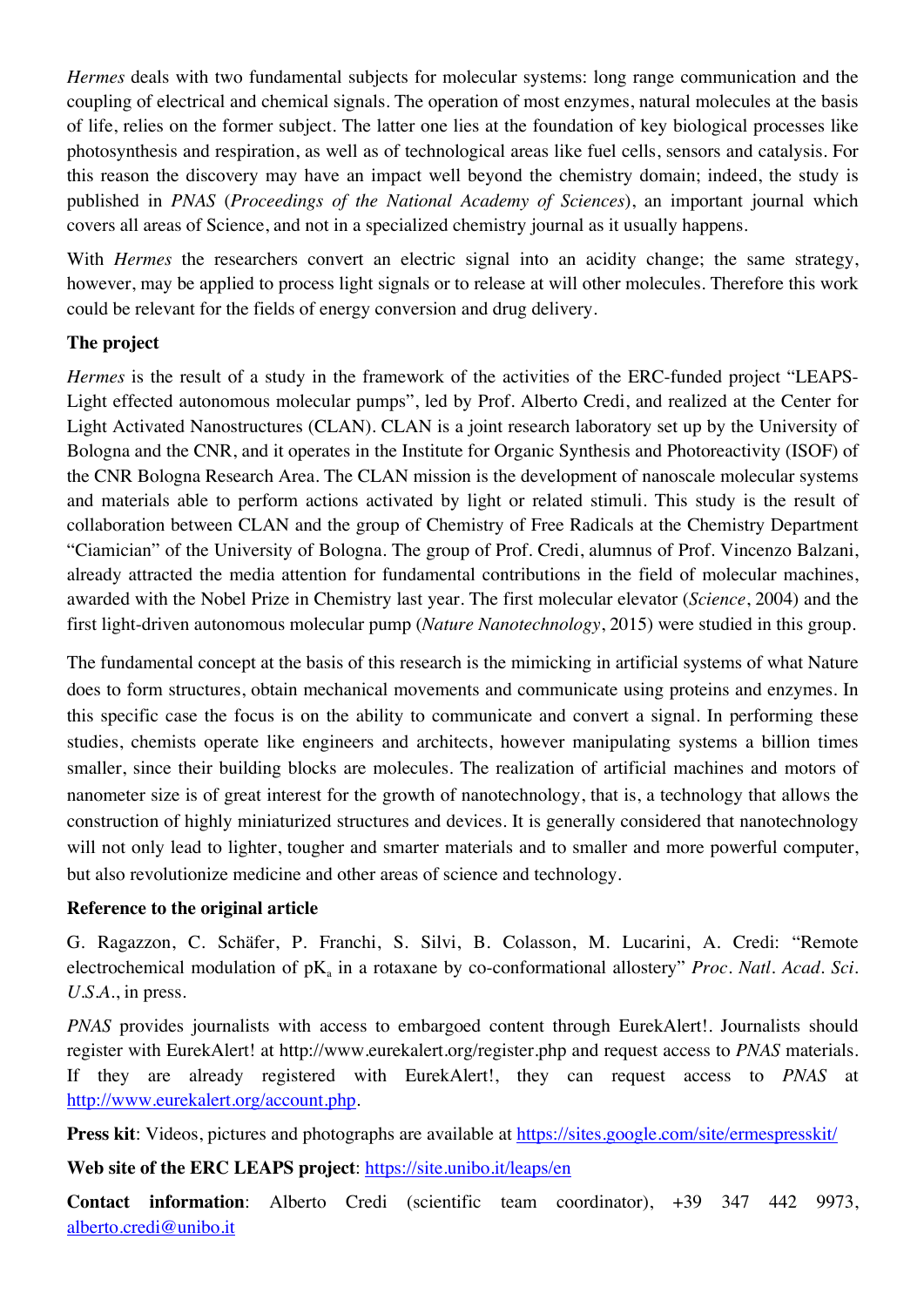*Hermes* deals with two fundamental subjects for molecular systems: long range communication and the coupling of electrical and chemical signals. The operation of most enzymes, natural molecules at the basis of life, relies on the former subject. The latter one lies at the foundation of key biological processes like photosynthesis and respiration, as well as of technological areas like fuel cells, sensors and catalysis. For this reason the discovery may have an impact well beyond the chemistry domain; indeed, the study is published in *PNAS* (*Proceedings of the National Academy of Sciences*), an important journal which covers all areas of Science, and not in a specialized chemistry journal as it usually happens.

With *Hermes* the researchers convert an electric signal into an acidity change; the same strategy, however, may be applied to process light signals or to release at will other molecules. Therefore this work could be relevant for the fields of energy conversion and drug delivery.

**The project**

*Hermes* is the result of a study in the framework of the activities of the ERC-funded project "LEAPS-Light effected autonomous molecular pumps", led by Prof. Alberto Credi, and realized at the Center for Light Activated Nanostructures (CLAN). CLAN is a joint research laboratory set up by the University of Bologna and the CNR, and it operates in the Institute for Organic Synthesis and Photoreactivity (ISOF) of the CNR Bologna Research Area. The CLAN mission is the development of nanoscale molecular systems and materials able to perform actions activated by light or related stimuli. This study is the result of collaboration between CLAN and the group of Chemistry of Free Radicals at the Chemistry Department "Ciamician" of the University of Bologna. The group of Prof. Credi, alumnus of Prof. Vincenzo Balzani, already attracted the media attention for fundamental contributions in the field of molecular machines, awarded with the Nobel Prize in Chemistry last year. The first molecular elevator (*Science*, 2004) and the first light-driven autonomous molecular pump (*Nature Nanotechnology*, 2015) were studied in this group.

The fundamental concept at the basis of this research is the mimicking in artificial systems of what Nature does to form structures, obtain mechanical movements and communicate using proteins and enzymes. In this specific case the focus is on the ability to communicate and convert a signal. In performing these studies, chemists operate like engineers and architects, however manipulating systems a billion times smaller, since their building blocks are molecules. The realization of artificial machines and motors of nanometer size is of great interest for the growth of nanotechnology, that is, a technology that allows the construction of highly miniaturized structures and devices. It is generally considered that nanotechnology will not only lead to lighter, tougher and smarter materials and to smaller and more powerful computer, but also revolutionize medicine and other areas of science and technology.

**Reference to the original article**

G. Ragazzon, C. Schäfer, P. Franchi, S. Silvi, B. Colasson, M. Lucarini, A. Credi: "Remote electrochemical modulation of $pK_a$ in a rotaxane by co-conformational allostery" *Proc. Natl. Acad. Sci. U.S.A.*, in press.

*PNAS* provides journalists with access to embargoed content through EurekAlert!. Journalists should register with EurekAlert! at http://www.eurekalert.org/register.php and request access to *PNAS* materials. If they are already registered with EurekAlert!, they can request access to *PNAS* at http://www.eurekalert.org/account.php.

**Press kit**: Videos, pictures and photographs are available at https://sites.google.com/site/ermespresskit/

**Web site of the ERC LEAPS project**: https://site.unibo.it/leaps/en

**Contact information**: Alberto Credi (scientific team coordinator), +39 347 442 9973, alberto.credi@unibo.it